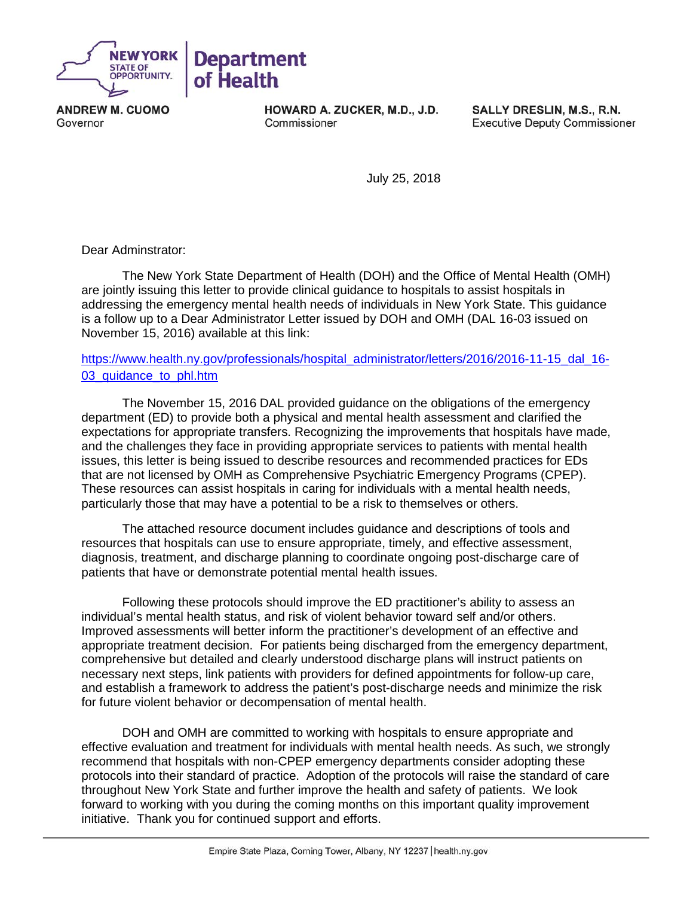**NEW YORK STATE OF OPPORTUNITY.** | **Department of Health**

**ANDREW M. CUOMO**
Governor

**HOWARD A. ZUCKER, M.D., J.D.**
Commissioner

**SALLY DRESLIN, M.S., R.N.**
Executive Deputy Commissioner

July 25, 2018

Dear Adminstrator:

The New York State Department of Health (DOH) and the Office of Mental Health (OMH) are jointly issuing this letter to provide clinical guidance to hospitals to assist hospitals in addressing the emergency mental health needs of individuals in New York State. This guidance is a follow up to a Dear Administrator Letter issued by DOH and OMH (DAL 16-03 issued on November 15, 2016) available at this link:

https://www.health.ny.gov/professionals/hospital_administrator/letters/2016/2016-11-15_dal_16-03_guidance_to_phl.htm

The November 15, 2016 DAL provided guidance on the obligations of the emergency department (ED) to provide both a physical and mental health assessment and clarified the expectations for appropriate transfers. Recognizing the improvements that hospitals have made, and the challenges they face in providing appropriate services to patients with mental health issues, this letter is being issued to describe resources and recommended practices for EDs that are not licensed by OMH as Comprehensive Psychiatric Emergency Programs (CPEP). These resources can assist hospitals in caring for individuals with a mental health needs, particularly those that may have a potential to be a risk to themselves or others.

The attached resource document includes guidance and descriptions of tools and resources that hospitals can use to ensure appropriate, timely, and effective assessment, diagnosis, treatment, and discharge planning to coordinate ongoing post-discharge care of patients that have or demonstrate potential mental health issues.

Following these protocols should improve the ED practitioner's ability to assess an individual's mental health status, and risk of violent behavior toward self and/or others. Improved assessments will better inform the practitioner's development of an effective and appropriate treatment decision. For patients being discharged from the emergency department, comprehensive but detailed and clearly understood discharge plans will instruct patients on necessary next steps, link patients with providers for defined appointments for follow-up care, and establish a framework to address the patient's post-discharge needs and minimize the risk for future violent behavior or decompensation of mental health.

DOH and OMH are committed to working with hospitals to ensure appropriate and effective evaluation and treatment for individuals with mental health needs. As such, we strongly recommend that hospitals with non-CPEP emergency departments consider adopting these protocols into their standard of practice. Adoption of the protocols will raise the standard of care throughout New York State and further improve the health and safety of patients. We look forward to working with you during the coming months on this important quality improvement initiative. Thank you for continued support and efforts.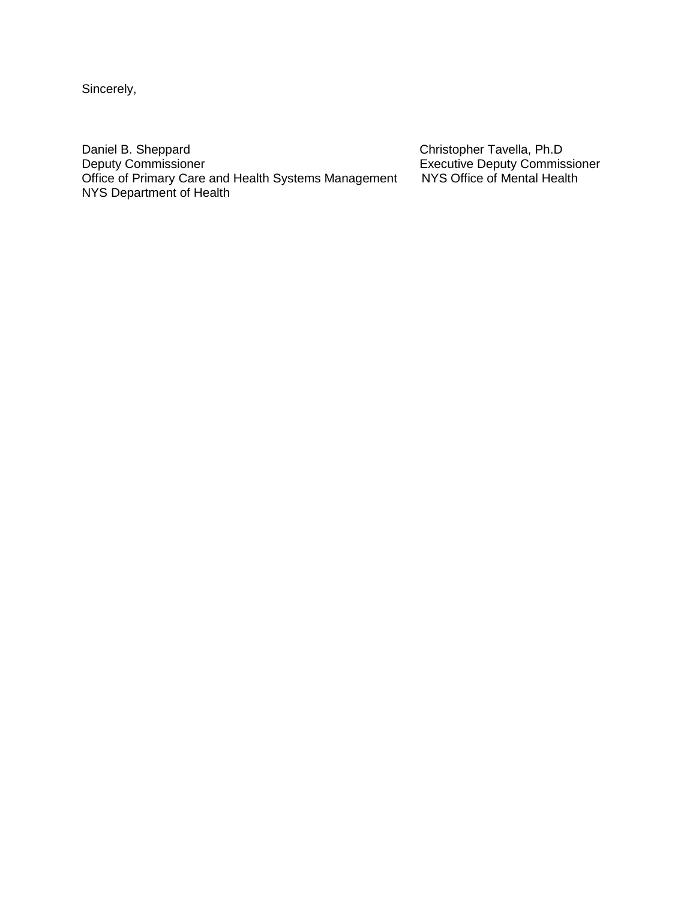Sincerely,

Daniel B. Sheppard
Deputy Commissioner
Office of Primary Care and Health Systems Management
NYS Department of Health

Christopher Tavella, Ph.D
Executive Deputy Commissioner
NYS Office of Mental Health